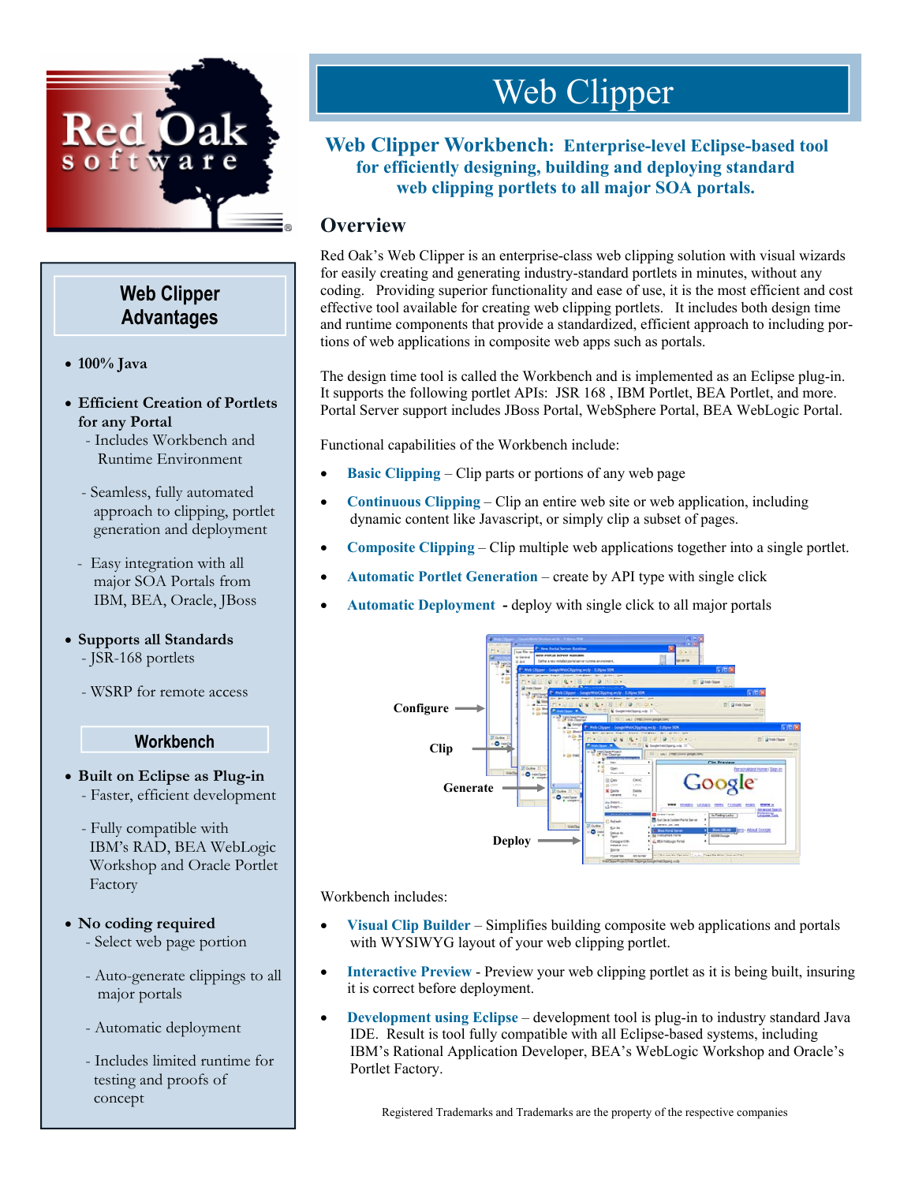# Web Clipper

## Web Clipper Workbench: Enterprise-level Eclipse-based tool for efficiently designing, building and deploying standard web clipping portlets to all major SOA portals.

## Overview

Red Oak's Web Clipper is an enterprise-class web clipping solution with visual wizards for easily creating and generating industry-standard portlets in minutes, without any coding. Providing superior functionality and ease of use, it is the most efficient and cost effective tool available for creating web clipping portlets. It includes both design time and runtime components that provide a standardized, efficient approach to including portions of web applications in composite web apps such as portals.

The design time tool is called the Workbench and is implemented as an Eclipse plug-in. It supports the following portlet APIs: JSR 168 , IBM Portlet, BEA Portlet, and more. Portal Server support includes JBoss Portal, WebSphere Portal, BEA WebLogic Portal.

Functional capabilities of the Workbench include:

- **Basic Clipping** – Clip parts or portions of any web page
- **Continuous Clipping** – Clip an entire web site or web application, including dynamic content like Javascript, or simply clip a subset of pages.
- **Composite Clipping** – Clip multiple web applications together into a single portlet.
- **Automatic Portlet Generation** – create by API type with single click
- **Automatic Deployment** - deploy with single click to all major portals

Configure → Clip → Generate → Deploy

Workbench includes:

- **Visual Clip Builder** – Simplifies building composite web applications and portals with WYSIWYG layout of your web clipping portlet.
- **Interactive Preview** - Preview your web clipping portlet as it is being built, insuring it is correct before deployment.
- **Development using Eclipse** – development tool is plug-in to industry standard Java IDE. Result is tool fully compatible with all Eclipse-based systems, including IBM's Rational Application Developer, BEA's WebLogic Workshop and Oracle's Portlet Factory.

Registered Trademarks and Trademarks are the property of the respective companies

## Web Clipper Advantages

- **100% Java**
- **Efficient Creation of Portlets for any Portal**
  - Includes Workbench and Runtime Environment
  - Seamless, fully automated approach to clipping, portlet generation and deployment
  - Easy integration with all major SOA Portals from IBM, BEA, Oracle, JBoss
- **Supports all Standards**
  - JSR-168 portlets
  - WSRP for remote access

### Workbench

- **Built on Eclipse as Plug-in**
  - Faster, efficient development
  - Fully compatible with IBM's RAD, BEA WebLogic Workshop and Oracle Portlet Factory
- **No coding required**
  - Select web page portion
  - Auto-generate clippings to all major portals
  - Automatic deployment
  - Includes limited runtime for testing and proofs of concept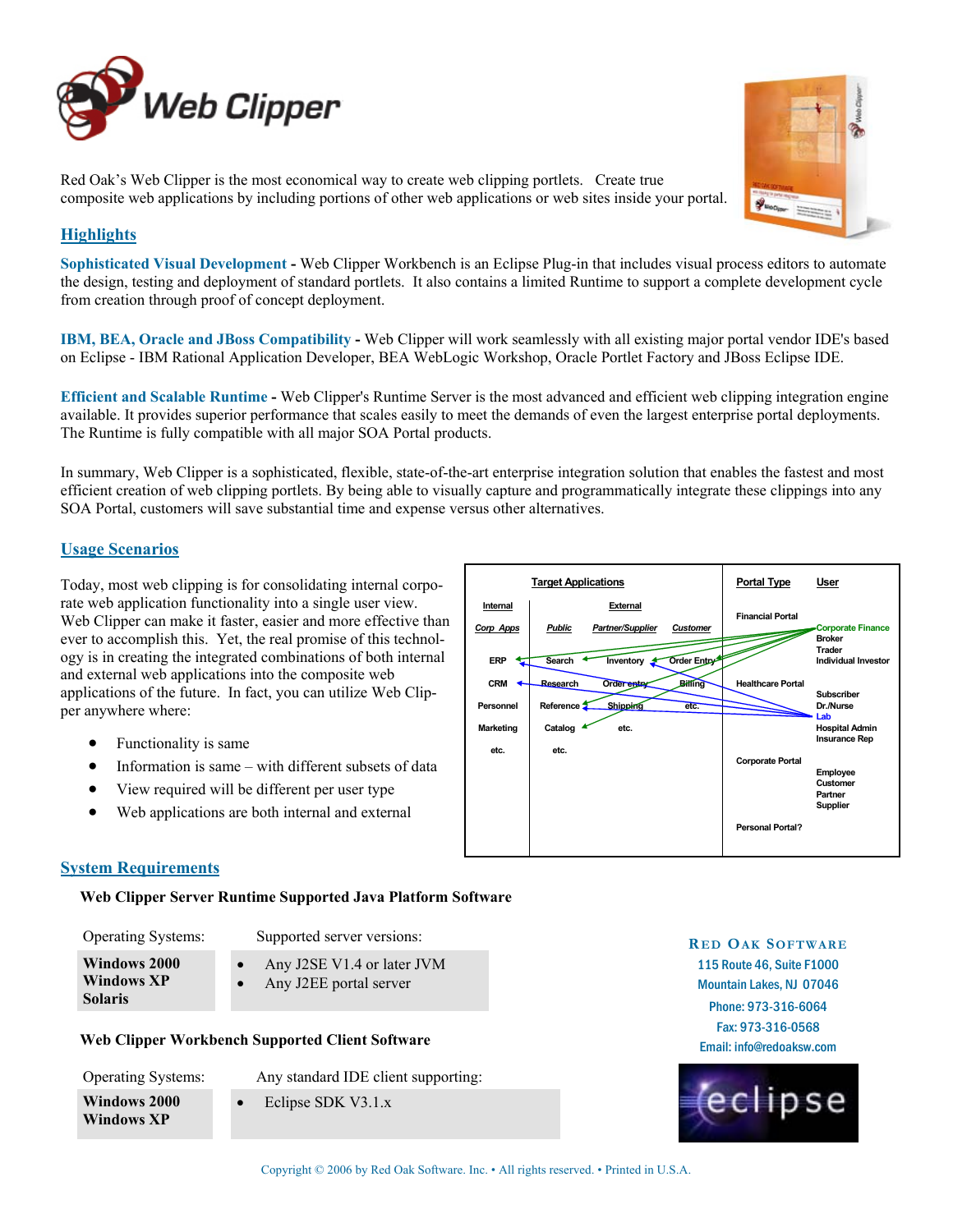# Web Clipper

Red Oak's Web Clipper is the most economical way to create web clipping portlets. Create true composite web applications by including portions of other web applications or web sites inside your portal.

## Highlights

**Sophisticated Visual Development -** Web Clipper Workbench is an Eclipse Plug-in that includes visual process editors to automate the design, testing and deployment of standard portlets. It also contains a limited Runtime to support a complete development cycle from creation through proof of concept deployment.

**IBM, BEA, Oracle and JBoss Compatibility -** Web Clipper will work seamlessly with all existing major portal vendor IDE's based on Eclipse - IBM Rational Application Developer, BEA WebLogic Workshop, Oracle Portlet Factory and JBoss Eclipse IDE.

**Efficient and Scalable Runtime -** Web Clipper's Runtime Server is the most advanced and efficient web clipping integration engine available. It provides superior performance that scales easily to meet the demands of even the largest enterprise portal deployments. The Runtime is fully compatible with all major SOA Portal products.

In summary, Web Clipper is a sophisticated, flexible, state-of-the-art enterprise integration solution that enables the fastest and most efficient creation of web clipping portlets. By being able to visually capture and programmatically integrate these clippings into any SOA Portal, customers will save substantial time and expense versus other alternatives.

## Usage Scenarios

Today, most web clipping is for consolidating internal corporate web application functionality into a single user view. Web Clipper can make it faster, easier and more effective than ever to accomplish this. Yet, the real promise of this technology is in creating the integrated combinations of both internal and external web applications into the composite web applications of the future. In fact, you can utilize Web Clipper anywhere where:

- Functionality is same
- Information is same – with different subsets of data
- View required will be different per user type
- Web applications are both internal and external

Target Applications

Internal

External

Corp Apps

Public

Partner/Supplier

Customer

ERP

Search

Inventory

Order Entry

CRM

Research

Order entry

Billing

Personnel

Reference

Shipping

etc.

Marketing

Catalog

etc.

etc.

etc.

Portal Type

User

Financial Portal

Corporate Finance

Broker

Trader

Individual Investor

Healthcare Portal

Subscriber

Dr./Nurse

Lab

Hospital Admin

Insurance Rep

Corporate Portal

Employee

Customer

Partner

Supplier

Personal Portal?

## System Requirements

**Web Clipper Server Runtime Supported Java Platform Software**

| Operating Systems: | Supported server versions: |
|---|---|
| **Windows 2000**<br>**Windows XP**<br>**Solaris** | • Any J2SE V1.4 or later JVM<br>• Any J2EE portal server |

**Web Clipper Workbench Supported Client Software**

| Operating Systems: | Any standard IDE client supporting: |
|---|---|
| **Windows 2000**<br>**Windows XP** | • Eclipse SDK V3.1.x |

**RED OAK SOFTWARE**
115 Route 46, Suite F1000
Mountain Lakes, NJ 07046
Phone: 973-316-6064
Fax: 973-316-0568
Email: info@redoaksw.com

eclipse

Copyright © 2006 by Red Oak Software. Inc. • All rights reserved. • Printed in U.S.A.